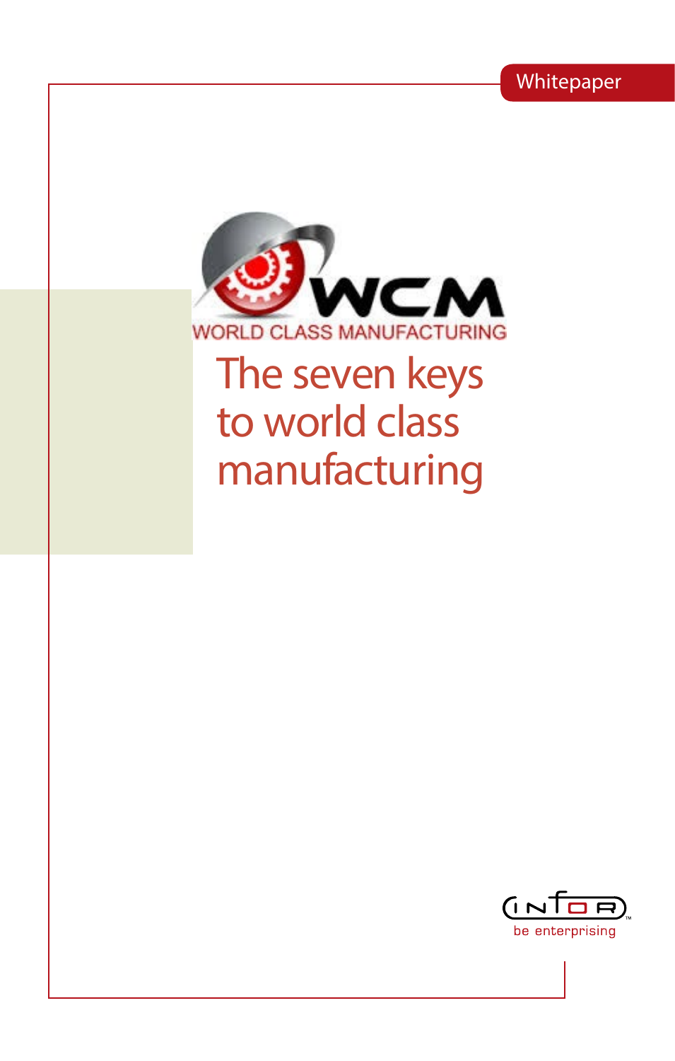Whitepaper

WCM

WORLD CLASS MANUFACTURING

# The seven keys to world class manufacturing

INFOR

be enterprising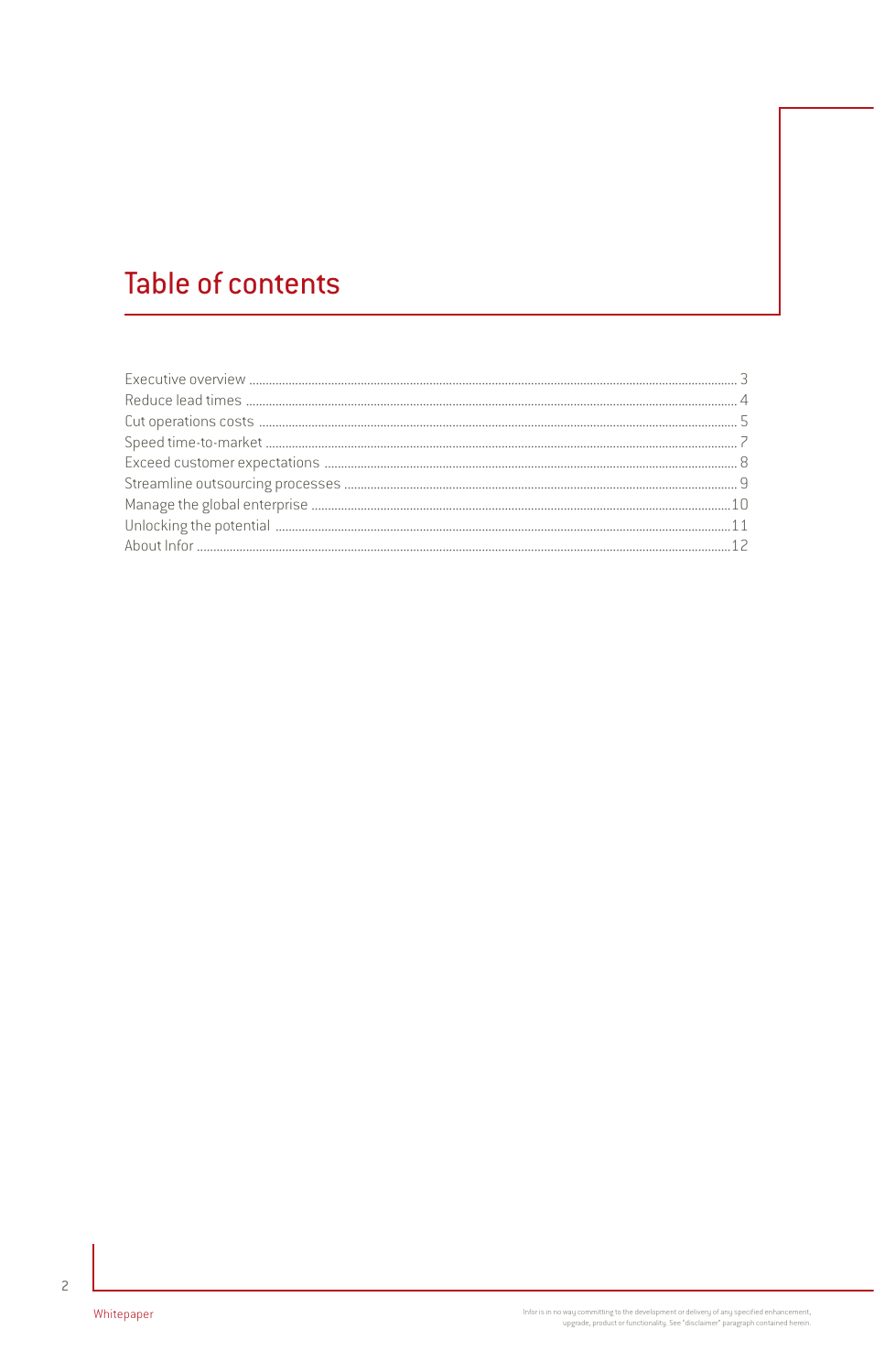# Table of contents

Executive overview ............................................................ 3
Reduce lead times ............................................................ 4
Cut operations costs ............................................................ 5
Speed time-to-market ............................................................ 7
Exceed customer expectations ............................................................ 8
Streamline outsourcing processes ............................................................ 9
Manage the global enterprise ............................................................ 10
Unlocking the potential ............................................................ 11
About Infor ............................................................ 12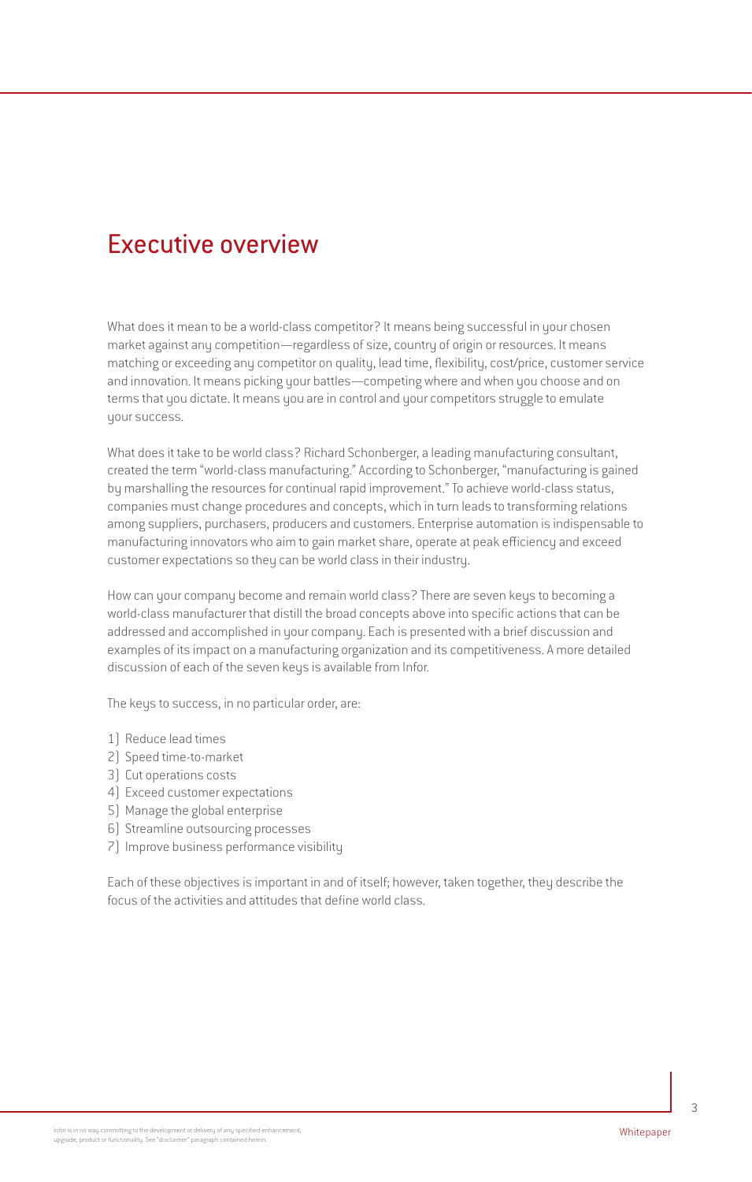# Executive overview

What does it mean to be a world-class competitor? It means being successful in your chosen market against any competition—regardless of size, country of origin or resources. It means matching or exceeding any competitor on quality, lead time, flexibility, cost/price, customer service and innovation. It means picking your battles—competing where and when you choose and on terms that you dictate. It means you are in control and your competitors struggle to emulate your success.

What does it take to be world class? Richard Schonberger, a leading manufacturing consultant, created the term "world-class manufacturing." According to Schonberger, "manufacturing is gained by marshalling the resources for continual rapid improvement." To achieve world-class status, companies must change procedures and concepts, which in turn leads to transforming relations among suppliers, purchasers, producers and customers. Enterprise automation is indispensable to manufacturing innovators who aim to gain market share, operate at peak efficiency and exceed customer expectations so they can be world class in their industry.

How can your company become and remain world class? There are seven keys to becoming a world-class manufacturer that distill the broad concepts above into specific actions that can be addressed and accomplished in your company. Each is presented with a brief discussion and examples of its impact on a manufacturing organization and its competitiveness. A more detailed discussion of each of the seven keys is available from Infor.

The keys to success, in no particular order, are:

1) Reduce lead times
2) Speed time-to-market
3) Cut operations costs
4) Exceed customer expectations
5) Manage the global enterprise
6) Streamline outsourcing processes
7) Improve business performance visibility

Each of these objectives is important in and of itself; however, taken together, they describe the focus of the activities and attitudes that define world class.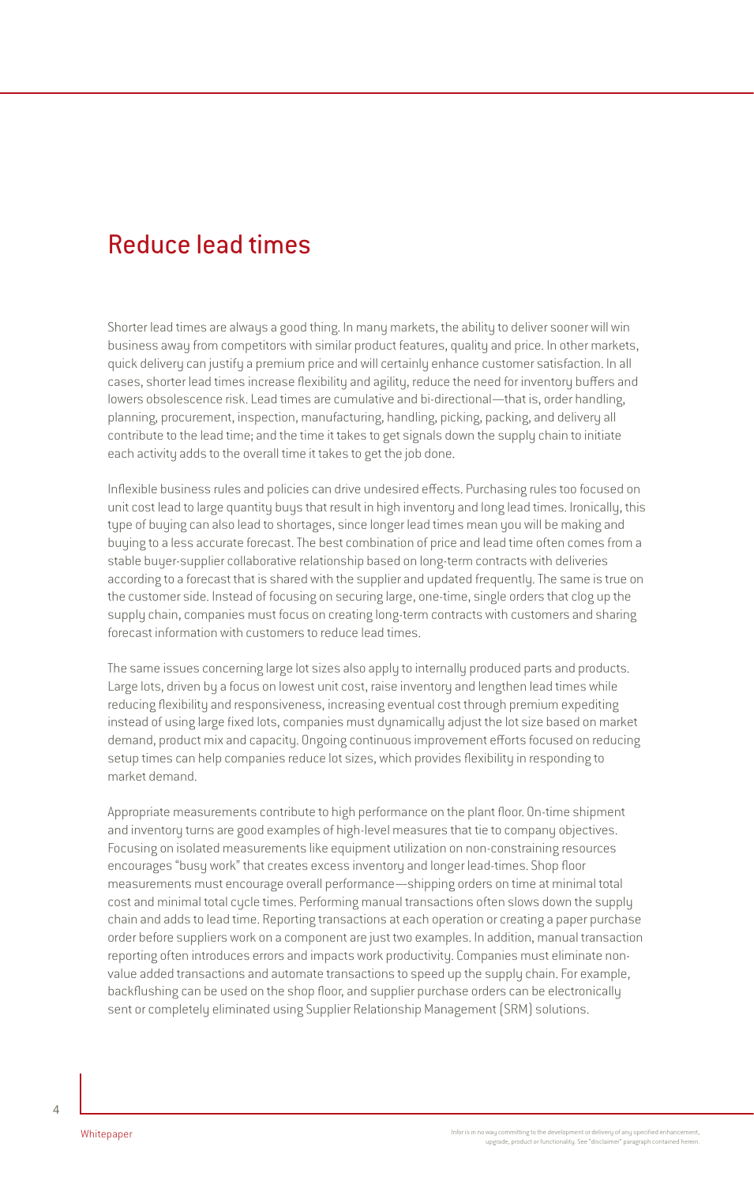## Reduce lead times

Shorter lead times are always a good thing. In many markets, the ability to deliver sooner will win business away from competitors with similar product features, quality and price. In other markets, quick delivery can justify a premium price and will certainly enhance customer satisfaction. In all cases, shorter lead times increase flexibility and agility, reduce the need for inventory buffers and lowers obsolescence risk. Lead times are cumulative and bi-directional—that is, order handling, planning, procurement, inspection, manufacturing, handling, picking, packing, and delivery all contribute to the lead time; and the time it takes to get signals down the supply chain to initiate each activity adds to the overall time it takes to get the job done.

Inflexible business rules and policies can drive undesired effects. Purchasing rules too focused on unit cost lead to large quantity buys that result in high inventory and long lead times. Ironically, this type of buying can also lead to shortages, since longer lead times mean you will be making and buying to a less accurate forecast. The best combination of price and lead time often comes from a stable buyer-supplier collaborative relationship based on long-term contracts with deliveries according to a forecast that is shared with the supplier and updated frequently. The same is true on the customer side. Instead of focusing on securing large, one-time, single orders that clog up the supply chain, companies must focus on creating long-term contracts with customers and sharing forecast information with customers to reduce lead times.

The same issues concerning large lot sizes also apply to internally produced parts and products. Large lots, driven by a focus on lowest unit cost, raise inventory and lengthen lead times while reducing flexibility and responsiveness, increasing eventual cost through premium expediting instead of using large fixed lots, companies must dynamically adjust the lot size based on market demand, product mix and capacity. Ongoing continuous improvement efforts focused on reducing setup times can help companies reduce lot sizes, which provides flexibility in responding to market demand.

Appropriate measurements contribute to high performance on the plant floor. On-time shipment and inventory turns are good examples of high-level measures that tie to company objectives. Focusing on isolated measurements like equipment utilization on non-constraining resources encourages "busy work" that creates excess inventory and longer lead-times. Shop floor measurements must encourage overall performance—shipping orders on time at minimal total cost and minimal total cycle times. Performing manual transactions often slows down the supply chain and adds to lead time. Reporting transactions at each operation or creating a paper purchase order before suppliers work on a component are just two examples. In addition, manual transaction reporting often introduces errors and impacts work productivity. Companies must eliminate non-value added transactions and automate transactions to speed up the supply chain. For example, backflushing can be used on the shop floor, and supplier purchase orders can be electronically sent or completely eliminated using Supplier Relationship Management (SRM) solutions.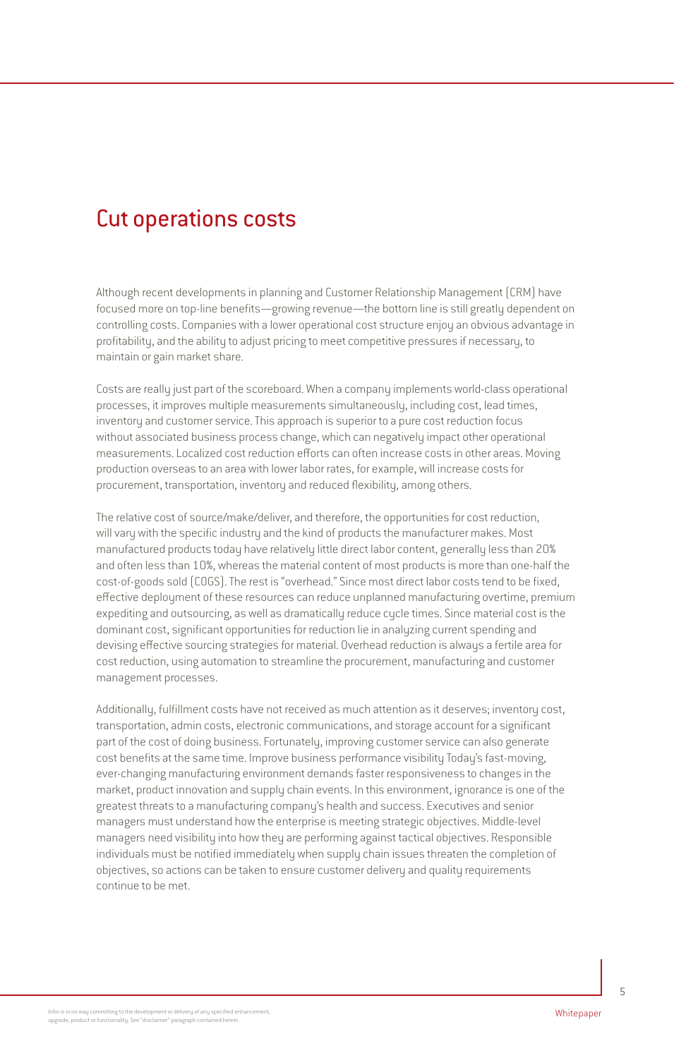# Cut operations costs

Although recent developments in planning and Customer Relationship Management (CRM) have focused more on top-line benefits—growing revenue—the bottom line is still greatly dependent on controlling costs. Companies with a lower operational cost structure enjoy an obvious advantage in profitability, and the ability to adjust pricing to meet competitive pressures if necessary, to maintain or gain market share.

Costs are really just part of the scoreboard. When a company implements world-class operational processes, it improves multiple measurements simultaneously, including cost, lead times, inventory and customer service. This approach is superior to a pure cost reduction focus without associated business process change, which can negatively impact other operational measurements. Localized cost reduction efforts can often increase costs in other areas. Moving production overseas to an area with lower labor rates, for example, will increase costs for procurement, transportation, inventory and reduced flexibility, among others.

The relative cost of source/make/deliver, and therefore, the opportunities for cost reduction, will vary with the specific industry and the kind of products the manufacturer makes. Most manufactured products today have relatively little direct labor content, generally less than 20% and often less than 10%, whereas the material content of most products is more than one-half the cost-of-goods sold (COGS). The rest is "overhead." Since most direct labor costs tend to be fixed, effective deployment of these resources can reduce unplanned manufacturing overtime, premium expediting and outsourcing, as well as dramatically reduce cycle times. Since material cost is the dominant cost, significant opportunities for reduction lie in analyzing current spending and devising effective sourcing strategies for material. Overhead reduction is always a fertile area for cost reduction, using automation to streamline the procurement, manufacturing and customer management processes.

Additionally, fulfillment costs have not received as much attention as it deserves; inventory cost, transportation, admin costs, electronic communications, and storage account for a significant part of the cost of doing business. Fortunately, improving customer service can also generate cost benefits at the same time. Improve business performance visibility Today's fast-moving, ever-changing manufacturing environment demands faster responsiveness to changes in the market, product innovation and supply chain events. In this environment, ignorance is one of the greatest threats to a manufacturing company's health and success. Executives and senior managers must understand how the enterprise is meeting strategic objectives. Middle-level managers need visibility into how they are performing against tactical objectives. Responsible individuals must be notified immediately when supply chain issues threaten the completion of objectives, so actions can be taken to ensure customer delivery and quality requirements continue to be met.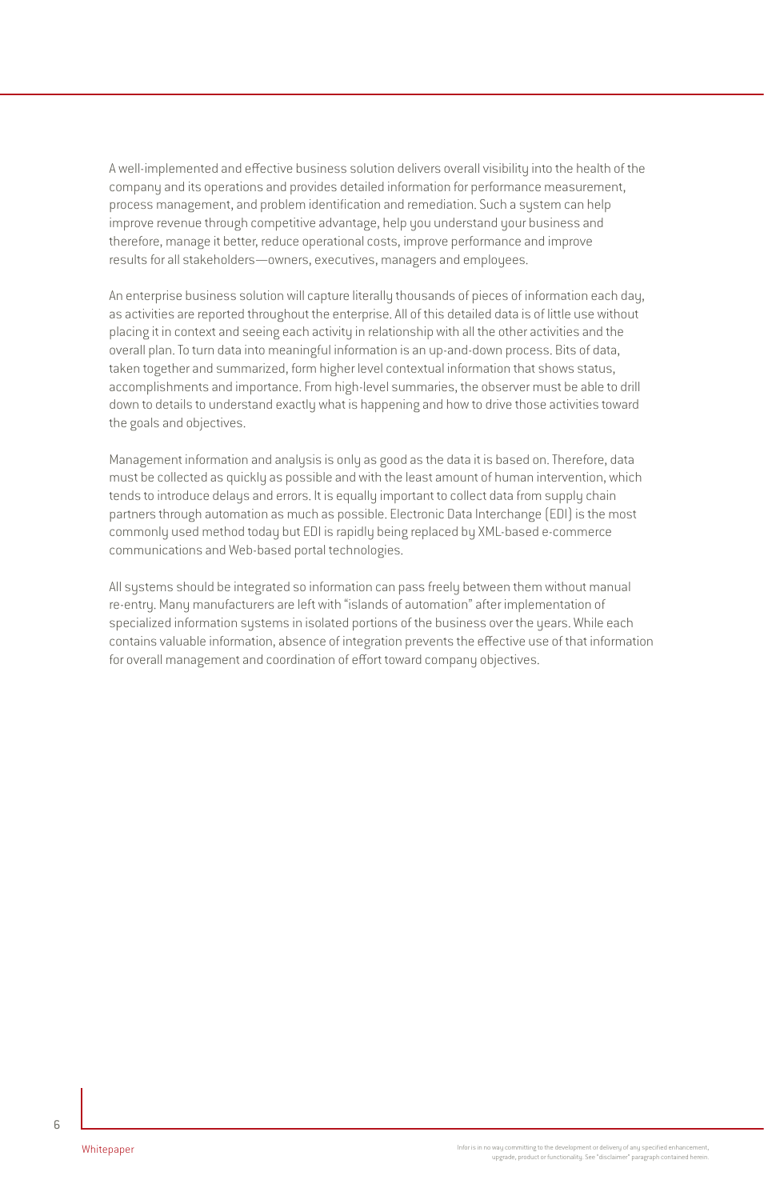A well-implemented and effective business solution delivers overall visibility into the health of the company and its operations and provides detailed information for performance measurement, process management, and problem identification and remediation. Such a system can help improve revenue through competitive advantage, help you understand your business and therefore, manage it better, reduce operational costs, improve performance and improve results for all stakeholders—owners, executives, managers and employees.

An enterprise business solution will capture literally thousands of pieces of information each day, as activities are reported throughout the enterprise. All of this detailed data is of little use without placing it in context and seeing each activity in relationship with all the other activities and the overall plan. To turn data into meaningful information is an up-and-down process. Bits of data, taken together and summarized, form higher level contextual information that shows status, accomplishments and importance. From high-level summaries, the observer must be able to drill down to details to understand exactly what is happening and how to drive those activities toward the goals and objectives.

Management information and analysis is only as good as the data it is based on. Therefore, data must be collected as quickly as possible and with the least amount of human intervention, which tends to introduce delays and errors. It is equally important to collect data from supply chain partners through automation as much as possible. Electronic Data Interchange (EDI) is the most commonly used method today but EDI is rapidly being replaced by XML-based e-commerce communications and Web-based portal technologies.

All systems should be integrated so information can pass freely between them without manual re-entry. Many manufacturers are left with "islands of automation" after implementation of specialized information systems in isolated portions of the business over the years. While each contains valuable information, absence of integration prevents the effective use of that information for overall management and coordination of effort toward company objectives.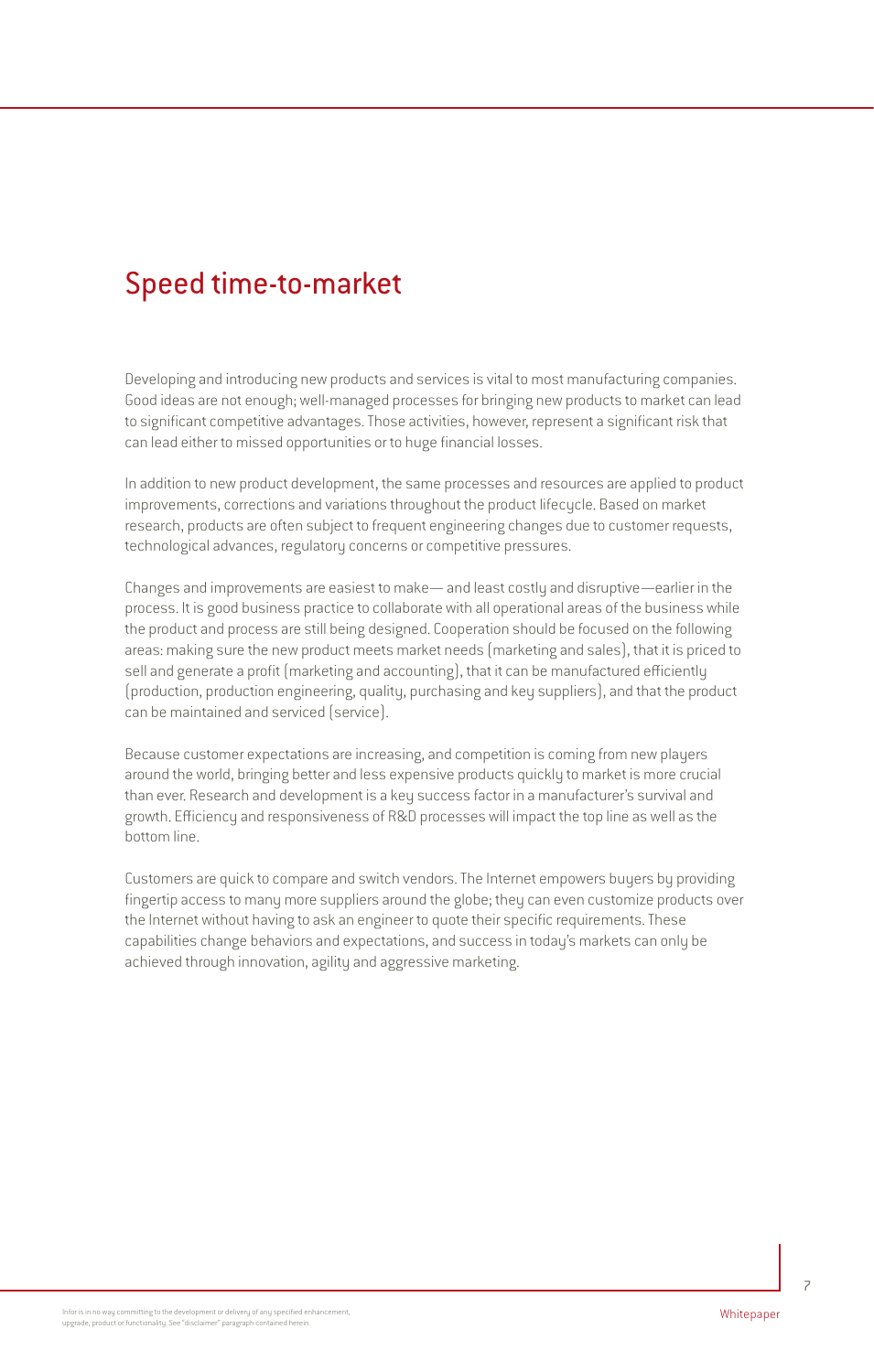## Speed time-to-market

Developing and introducing new products and services is vital to most manufacturing companies. Good ideas are not enough; well-managed processes for bringing new products to market can lead to significant competitive advantages. Those activities, however, represent a significant risk that can lead either to missed opportunities or to huge financial losses.

In addition to new product development, the same processes and resources are applied to product improvements, corrections and variations throughout the product lifecycle. Based on market research, products are often subject to frequent engineering changes due to customer requests, technological advances, regulatory concerns or competitive pressures.

Changes and improvements are easiest to make— and least costly and disruptive—earlier in the process. It is good business practice to collaborate with all operational areas of the business while the product and process are still being designed. Cooperation should be focused on the following areas: making sure the new product meets market needs (marketing and sales), that it is priced to sell and generate a profit (marketing and accounting), that it can be manufactured efficiently (production, production engineering, quality, purchasing and key suppliers), and that the product can be maintained and serviced (service).

Because customer expectations are increasing, and competition is coming from new players around the world, bringing better and less expensive products quickly to market is more crucial than ever. Research and development is a key success factor in a manufacturer's survival and growth. Efficiency and responsiveness of R&D processes will impact the top line as well as the bottom line.

Customers are quick to compare and switch vendors. The Internet empowers buyers by providing fingertip access to many more suppliers around the globe; they can even customize products over the Internet without having to ask an engineer to quote their specific requirements. These capabilities change behaviors and expectations, and success in today's markets can only be achieved through innovation, agility and aggressive marketing.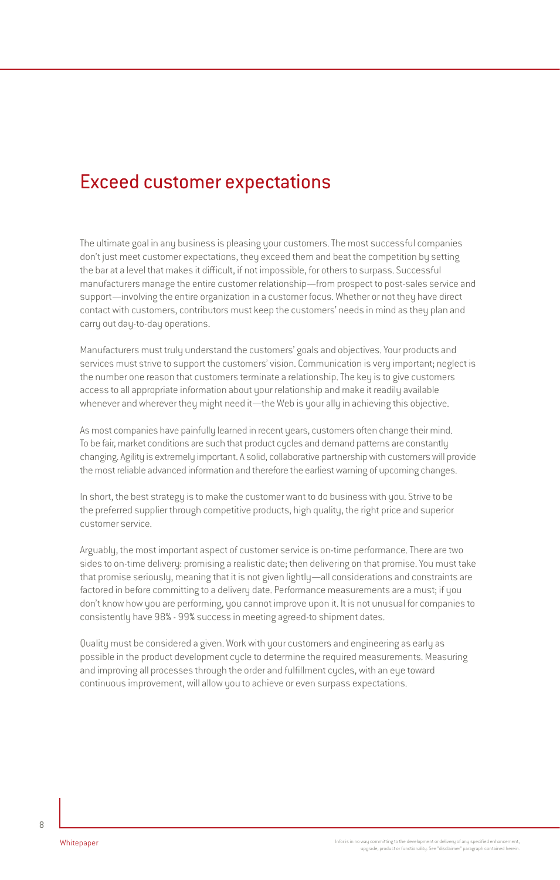# Exceed customer expectations

The ultimate goal in any business is pleasing your customers. The most successful companies don't just meet customer expectations, they exceed them and beat the competition by setting the bar at a level that makes it difficult, if not impossible, for others to surpass. Successful manufacturers manage the entire customer relationship—from prospect to post-sales service and support—involving the entire organization in a customer focus. Whether or not they have direct contact with customers, contributors must keep the customers' needs in mind as they plan and carry out day-to-day operations.

Manufacturers must truly understand the customers' goals and objectives. Your products and services must strive to support the customers' vision. Communication is very important; neglect is the number one reason that customers terminate a relationship. The key is to give customers access to all appropriate information about your relationship and make it readily available whenever and wherever they might need it—the Web is your ally in achieving this objective.

As most companies have painfully learned in recent years, customers often change their mind. To be fair, market conditions are such that product cycles and demand patterns are constantly changing. Agility is extremely important. A solid, collaborative partnership with customers will provide the most reliable advanced information and therefore the earliest warning of upcoming changes.

In short, the best strategy is to make the customer want to do business with you. Strive to be the preferred supplier through competitive products, high quality, the right price and superior customer service.

Arguably, the most important aspect of customer service is on-time performance. There are two sides to on-time delivery: promising a realistic date; then delivering on that promise. You must take that promise seriously, meaning that it is not given lightly—all considerations and constraints are factored in before committing to a delivery date. Performance measurements are a must; if you don't know how you are performing, you cannot improve upon it. It is not unusual for companies to consistently have 98% - 99% success in meeting agreed-to shipment dates.

Quality must be considered a given. Work with your customers and engineering as early as possible in the product development cycle to determine the required measurements. Measuring and improving all processes through the order and fulfillment cycles, with an eye toward continuous improvement, will allow you to achieve or even surpass expectations.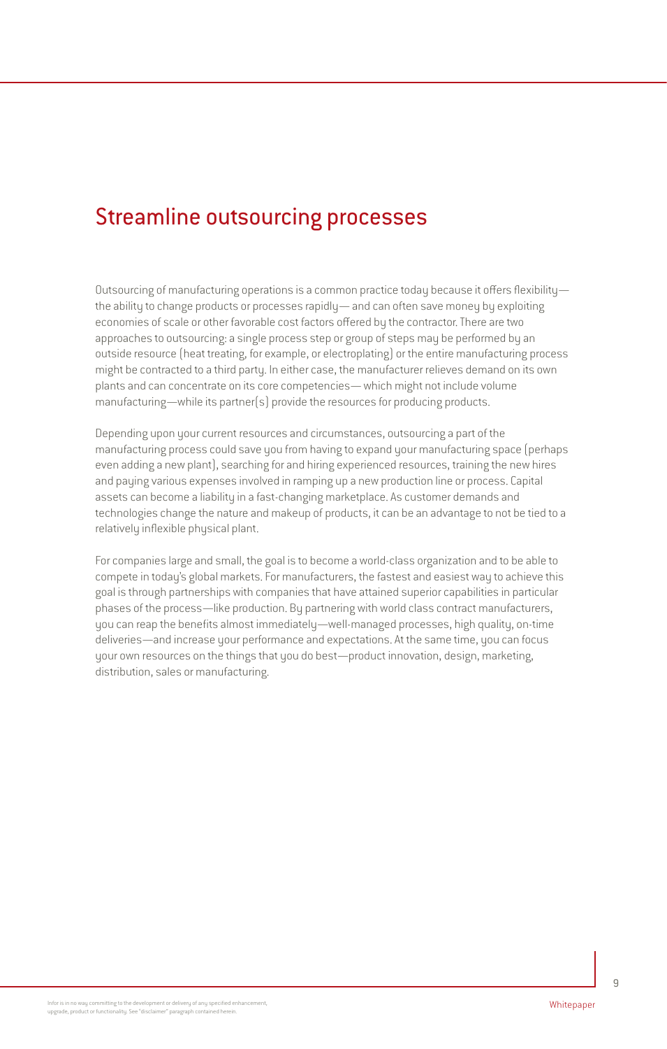# Streamline outsourcing processes

Outsourcing of manufacturing operations is a common practice today because it offers flexibility—the ability to change products or processes rapidly— and can often save money by exploiting economies of scale or other favorable cost factors offered by the contractor. There are two approaches to outsourcing: a single process step or group of steps may be performed by an outside resource (heat treating, for example, or electroplating) or the entire manufacturing process might be contracted to a third party. In either case, the manufacturer relieves demand on its own plants and can concentrate on its core competencies— which might not include volume manufacturing—while its partner(s) provide the resources for producing products.

Depending upon your current resources and circumstances, outsourcing a part of the manufacturing process could save you from having to expand your manufacturing space (perhaps even adding a new plant), searching for and hiring experienced resources, training the new hires and paying various expenses involved in ramping up a new production line or process. Capital assets can become a liability in a fast-changing marketplace. As customer demands and technologies change the nature and makeup of products, it can be an advantage to not be tied to a relatively inflexible physical plant.

For companies large and small, the goal is to become a world-class organization and to be able to compete in today's global markets. For manufacturers, the fastest and easiest way to achieve this goal is through partnerships with companies that have attained superior capabilities in particular phases of the process—like production. By partnering with world class contract manufacturers, you can reap the benefits almost immediately—well-managed processes, high quality, on-time deliveries—and increase your performance and expectations. At the same time, you can focus your own resources on the things that you do best—product innovation, design, marketing, distribution, sales or manufacturing.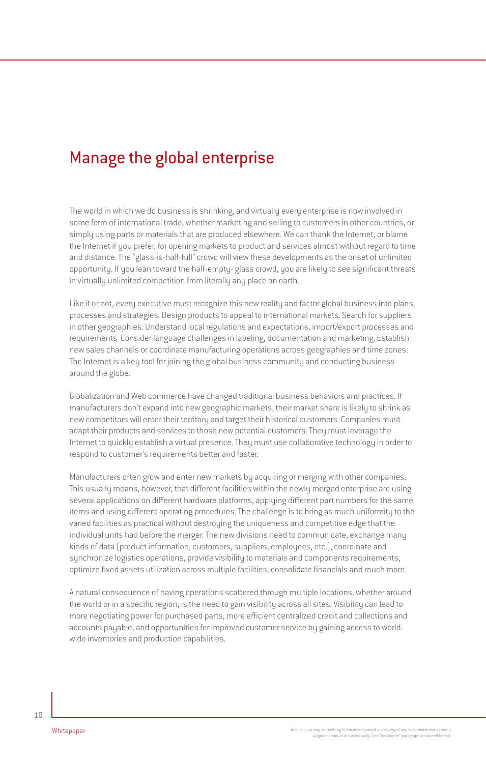# Manage the global enterprise

The world in which we do business is shrinking, and virtually every enterprise is now involved in some form of international trade, whether marketing and selling to customers in other countries, or simply using parts or materials that are produced elsewhere. We can thank the Internet, or blame the Internet if you prefer, for opening markets to product and services almost without regard to time and distance. The "glass-is-half-full" crowd will view these developments as the onset of unlimited opportunity. If you lean toward the half-empty- glass crowd, you are likely to see significant threats in virtually unlimited competition from literally any place on earth.

Like it or not, every executive must recognize this new reality and factor global business into plans, processes and strategies. Design products to appeal to international markets. Search for suppliers in other geographies. Understand local regulations and expectations, import/export processes and requirements. Consider language challenges in labeling, documentation and marketing. Establish new sales channels or coordinate manufacturing operations across geographies and time zones. The Internet is a key tool for joining the global business community and conducting business around the globe.

Globalization and Web commerce have changed traditional business behaviors and practices. If manufacturers don't expand into new geographic markets, their market share is likely to shrink as new competitors will enter their territory and target their historical customers. Companies must adapt their products and services to those new potential customers. They must leverage the Internet to quickly establish a virtual presence. They must use collaborative technology in order to respond to customer's requirements better and faster.

Manufacturers often grow and enter new markets by acquiring or merging with other companies. This usually means, however, that different facilities within the newly merged enterprise are using several applications on different hardware platforms, applying different part numbers for the same items and using different operating procedures. The challenge is to bring as much uniformity to the varied facilities as practical without destroying the uniqueness and competitive edge that the individual units had before the merger. The new divisions need to communicate, exchange many kinds of data (product information, customers, suppliers, employees, etc.), coordinate and synchronize logistics operations, provide visibility to materials and components requirements, optimize fixed assets utilization across multiple facilities, consolidate financials and much more.

A natural consequence of having operations scattered through multiple locations, whether around the world or in a specific region, is the need to gain visibility across all sites. Visibility can lead to more negotiating power for purchased parts, more efficient centralized credit and collections and accounts payable, and opportunities for improved customer service by gaining access to world-wide inventories and production capabilities.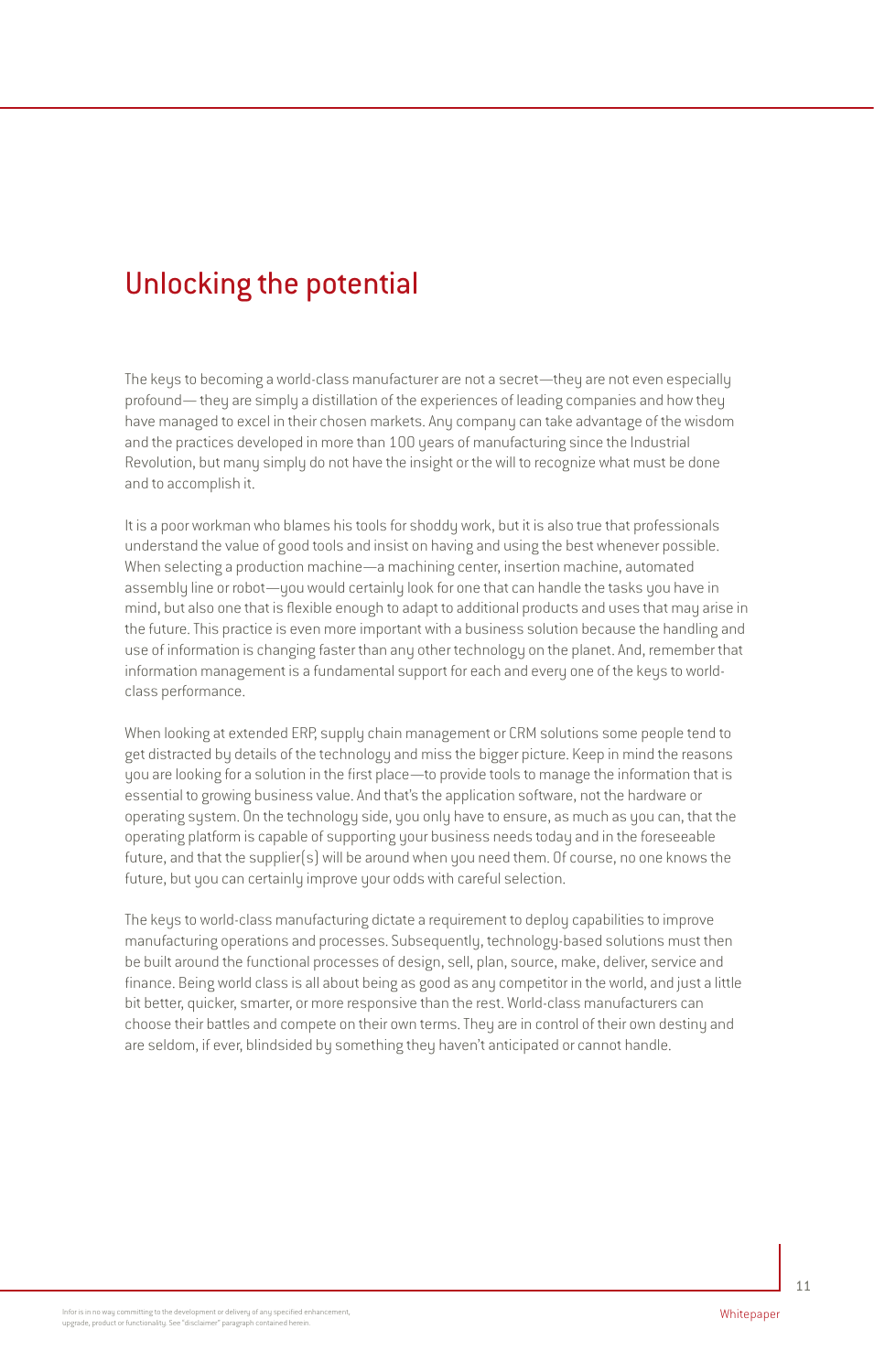# Unlocking the potential

The keys to becoming a world-class manufacturer are not a secret—they are not even especially profound— they are simply a distillation of the experiences of leading companies and how they have managed to excel in their chosen markets. Any company can take advantage of the wisdom and the practices developed in more than 100 years of manufacturing since the Industrial Revolution, but many simply do not have the insight or the will to recognize what must be done and to accomplish it.

It is a poor workman who blames his tools for shoddy work, but it is also true that professionals understand the value of good tools and insist on having and using the best whenever possible. When selecting a production machine—a machining center, insertion machine, automated assembly line or robot—you would certainly look for one that can handle the tasks you have in mind, but also one that is flexible enough to adapt to additional products and uses that may arise in the future. This practice is even more important with a business solution because the handling and use of information is changing faster than any other technology on the planet. And, remember that information management is a fundamental support for each and every one of the keys to world-class performance.

When looking at extended ERP, supply chain management or CRM solutions some people tend to get distracted by details of the technology and miss the bigger picture. Keep in mind the reasons you are looking for a solution in the first place—to provide tools to manage the information that is essential to growing business value. And that's the application software, not the hardware or operating system. On the technology side, you only have to ensure, as much as you can, that the operating platform is capable of supporting your business needs today and in the foreseeable future, and that the supplier(s) will be around when you need them. Of course, no one knows the future, but you can certainly improve your odds with careful selection.

The keys to world-class manufacturing dictate a requirement to deploy capabilities to improve manufacturing operations and processes. Subsequently, technology-based solutions must then be built around the functional processes of design, sell, plan, source, make, deliver, service and finance. Being world class is all about being as good as any competitor in the world, and just a little bit better, quicker, smarter, or more responsive than the rest. World-class manufacturers can choose their battles and compete on their own terms. They are in control of their own destiny and are seldom, if ever, blindsided by something they haven't anticipated or cannot handle.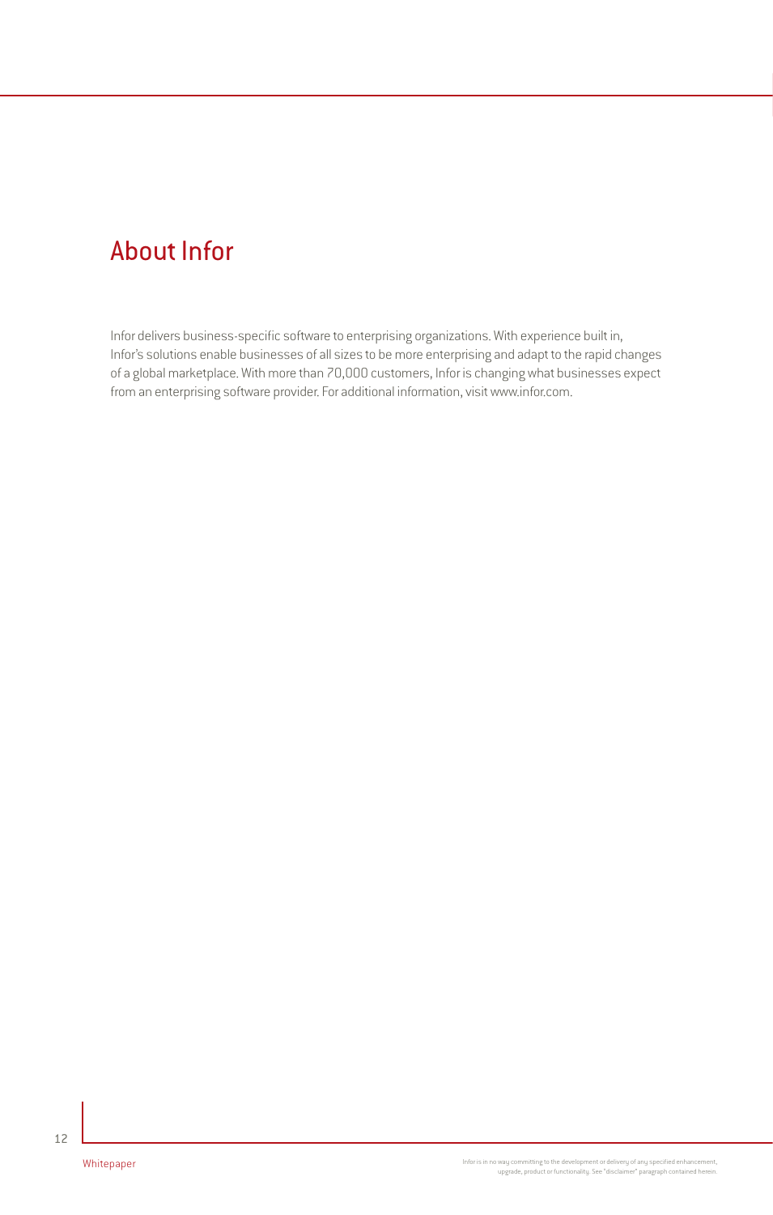## About Infor

Infor delivers business-specific software to enterprising organizations. With experience built in, Infor's solutions enable businesses of all sizes to be more enterprising and adapt to the rapid changes of a global marketplace. With more than 70,000 customers, Infor is changing what businesses expect from an enterprising software provider. For additional information, visit www.infor.com.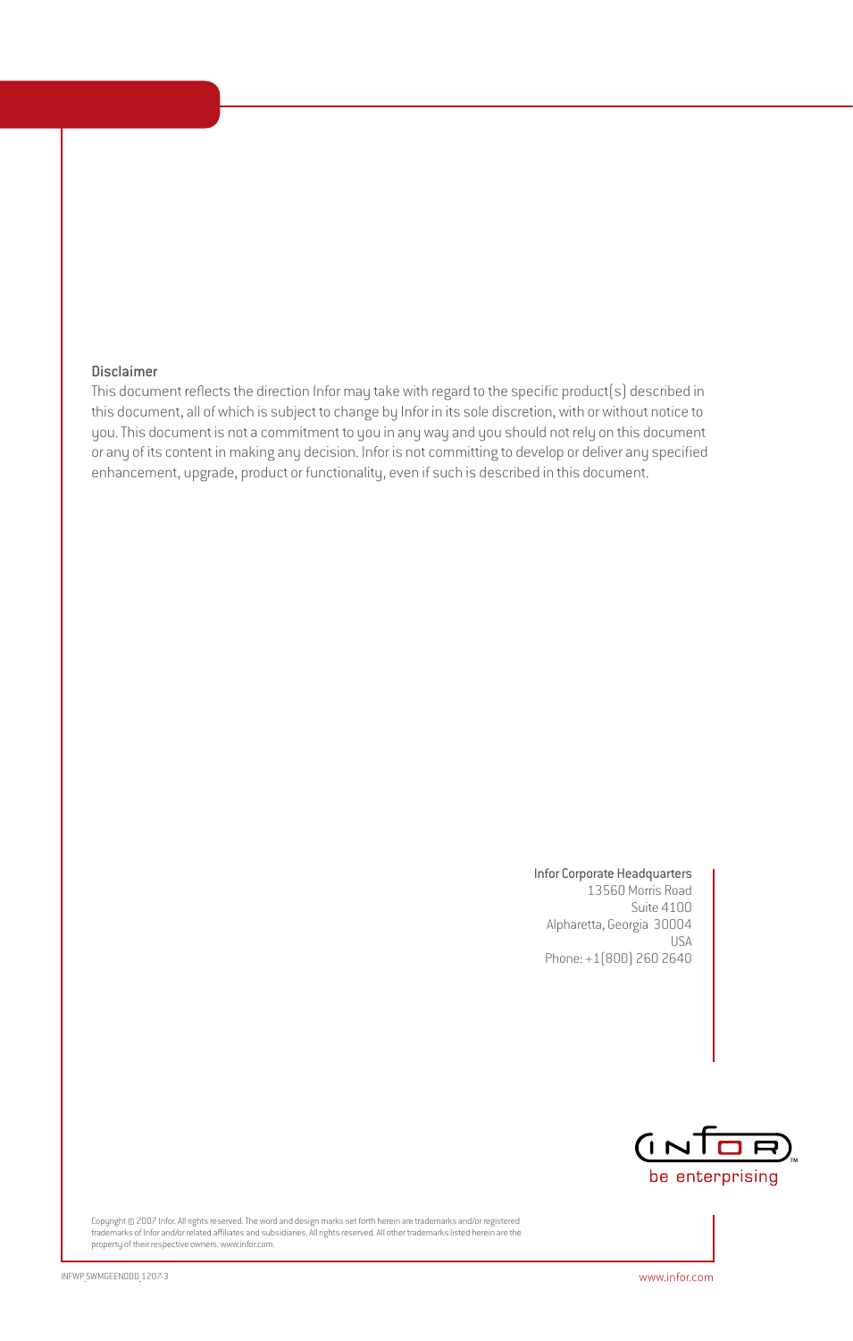## Disclaimer

This document reflects the direction Infor may take with regard to the specific product(s) described in this document, all of which is subject to change by Infor in its sole discretion, with or without notice to you. This document is not a commitment to you in any way and you should not rely on this document or any of its content in making any decision. Infor is not committing to develop or deliver any specified enhancement, upgrade, product or functionality, even if such is described in this document.

Infor Corporate Headquarters
13560 Morris Road
Suite 4100
Alpharetta, Georgia 30004
USA
Phone: +1(800) 260 2640

INFOR
be enterprising

Copyright © 2007 Infor. All rights reserved. The word and design marks set forth herein are trademarks and/or registered trademarks of Infor and/or related affiliates and subsidiaries. All rights reserved. All other trademarks listed herein are the property of their respective owners. www.infor.com.

INFWP_SWMGEEN0000_1207-3

www.infor.com